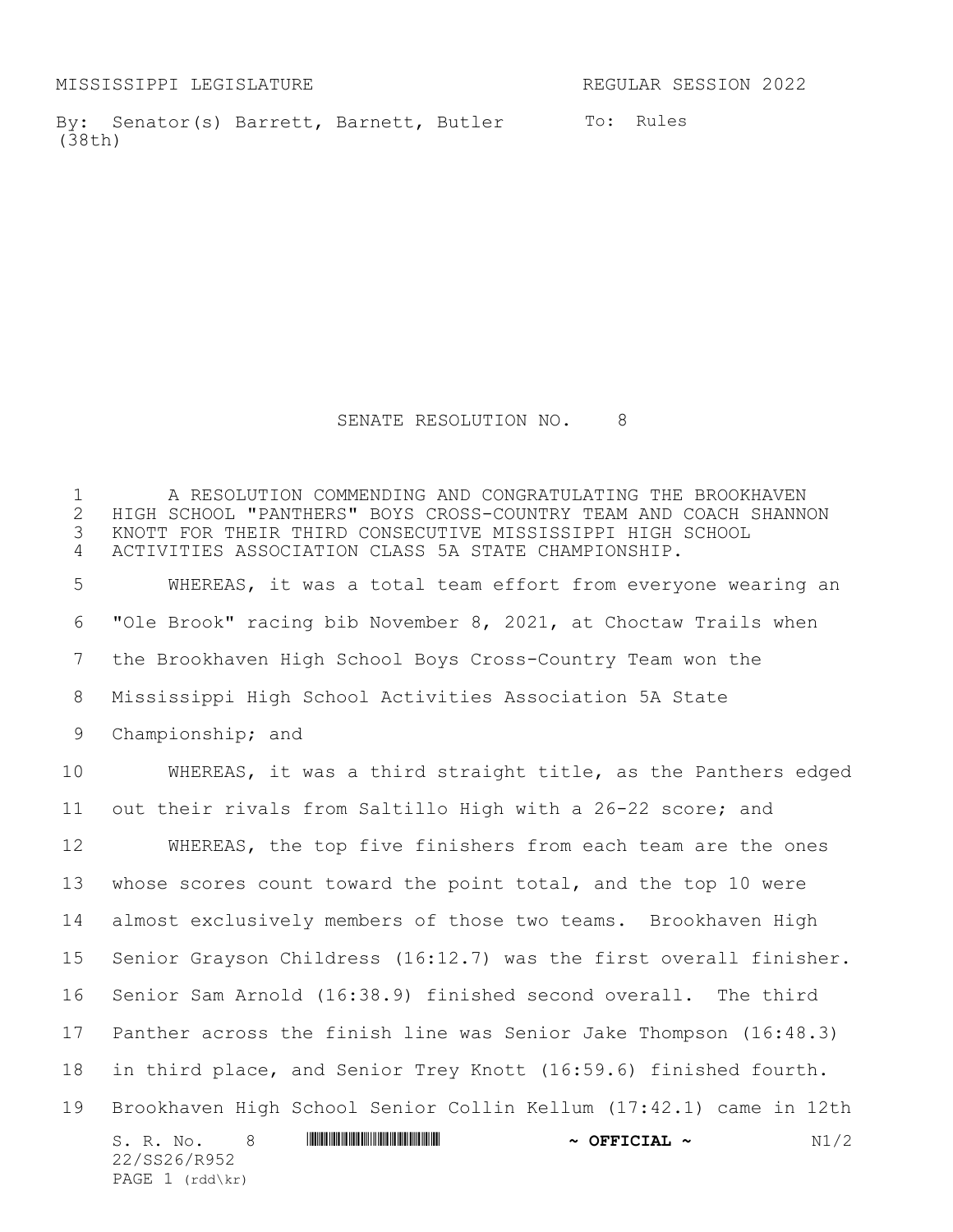MISSISSIPPI LEGISLATURE REGULAR SESSION 2022

By: Senator(s) Barrett, Barnett, Butler (38th)

To: Rules

# SENATE RESOLUTION NO. 8

A RESOLUTION COMMENDING AND CONGRATULATING THE BROOKHAVEN HIGH SCHOOL "PANTHERS" BOYS CROSS-COUNTRY TEAM AND COACH SHANNON KNOTT FOR THEIR THIRD CONSECUTIVE MISSISSIPPI HIGH SCHOOL ACTIVITIES ASSOCIATION CLASS 5A STATE CHAMPIONSHIP.

WHEREAS, it was a total team effort from everyone wearing an "Ole Brook" racing bib November 8, 2021, at Choctaw Trails when the Brookhaven High School Boys Cross-Country Team won the Mississippi High School Activities Association 5A State Championship; and

WHEREAS, it was a third straight title, as the Panthers edged out their rivals from Saltillo High with a 26-22 score; and

WHEREAS, the top five finishers from each team are the ones whose scores count toward the point total, and the top 10 were almost exclusively members of those two teams. Brookhaven High Senior Grayson Childress (16:12.7) was the first overall finisher. Senior Sam Arnold (16:38.9) finished second overall. The third Panther across the finish line was Senior Jake Thompson (16:48.3) in third place, and Senior Trey Knott (16:59.6) finished fourth. Brookhaven High School Senior Collin Kellum (17:42.1) came in 12th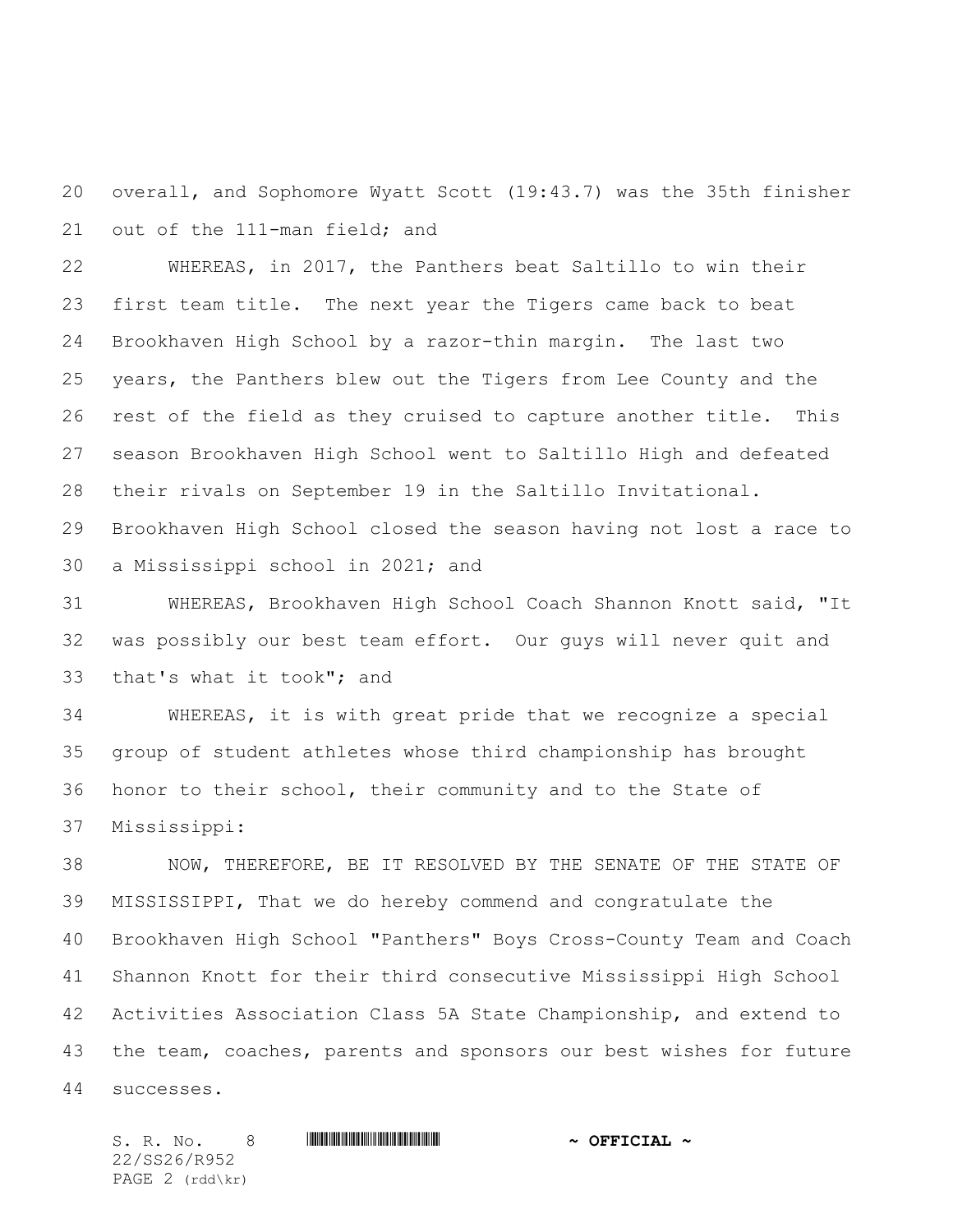overall, and Sophomore Wyatt Scott (19:43.7) was the 35th finisher out of the 111-man field; and

WHEREAS, in 2017, the Panthers beat Saltillo to win their first team title. The next year the Tigers came back to beat Brookhaven High School by a razor-thin margin. The last two years, the Panthers blew out the Tigers from Lee County and the rest of the field as they cruised to capture another title. This season Brookhaven High School went to Saltillo High and defeated their rivals on September 19 in the Saltillo Invitational. Brookhaven High School closed the season having not lost a race to a Mississippi school in 2021; and

WHEREAS, Brookhaven High School Coach Shannon Knott said, "It was possibly our best team effort. Our guys will never quit and that's what it took"; and

WHEREAS, it is with great pride that we recognize a special group of student athletes whose third championship has brought honor to their school, their community and to the State of Mississippi:

NOW, THEREFORE, BE IT RESOLVED BY THE SENATE OF THE STATE OF MISSISSIPPI, That we do hereby commend and congratulate the Brookhaven High School "Panthers" Boys Cross-County Team and Coach Shannon Knott for their third consecutive Mississippi High School Activities Association Class 5A State Championship, and extend to the team, coaches, parents and sponsors our best wishes for future successes.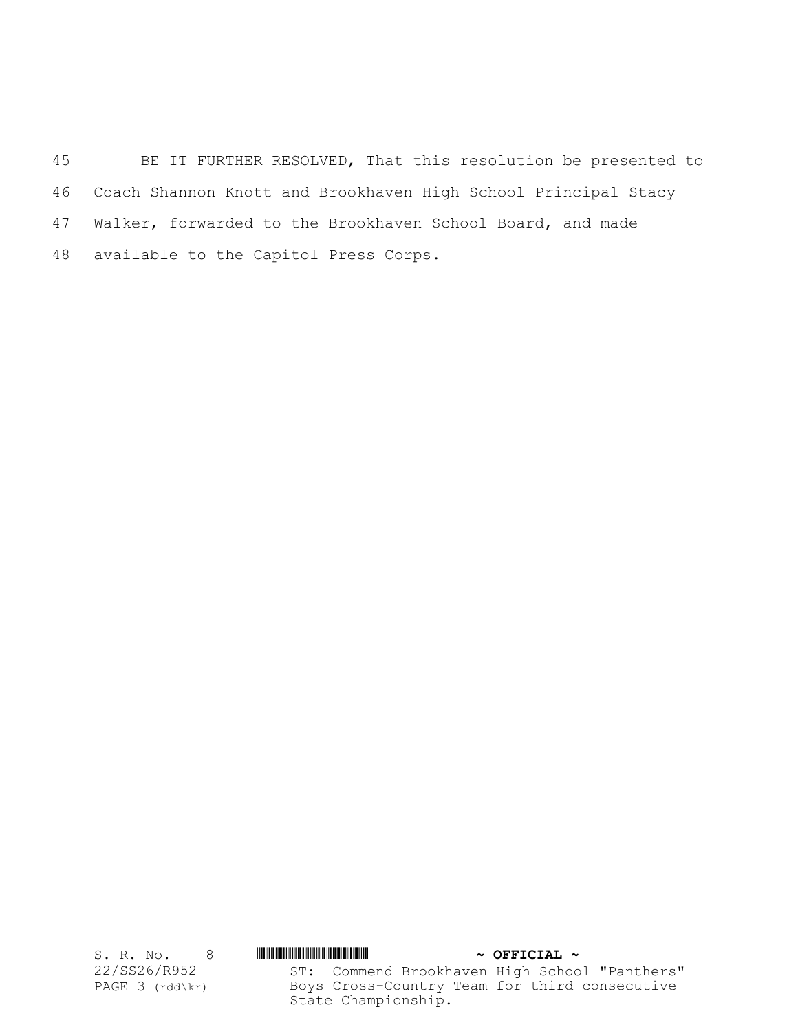BE IT FURTHER RESOLVED, That this resolution be presented to Coach Shannon Knott and Brookhaven High School Principal Stacy Walker, forwarded to the Brookhaven School Board, and made available to the Capitol Press Corps.